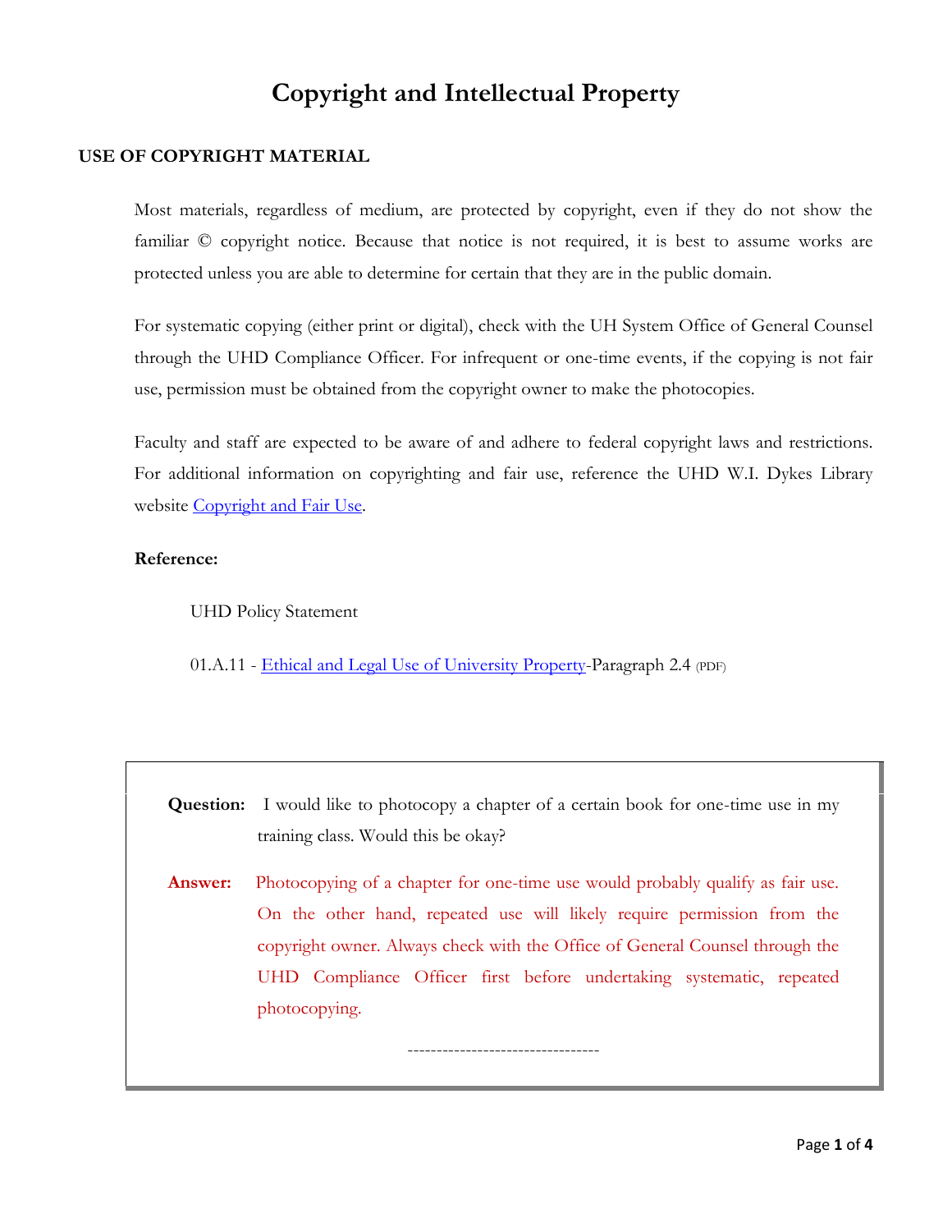# Copyright and Intellectual Property

## USE OF COPYRIGHT MATERIAL

Most materials, regardless of medium, are protected by copyright, even if they do not show the familiar © copyright notice. Because that notice is not required, it is best to assume works are protected unless you are able to determine for certain that they are in the public domain.

For systematic copying (either print or digital), check with the UH System Office of General Counsel through the UHD Compliance Officer. For infrequent or one-time events, if the copying is not fair use, permission must be obtained from the copyright owner to make the photocopies.

Faculty and staff are expected to be aware of and adhere to federal copyright laws and restrictions. For additional information on copyrighting and fair use, reference the UHD W.I. Dykes Library website Copyright and Fair Use.

**Reference:**

UHD Policy Statement

01.A.11 - Ethical and Legal Use of University Property-Paragraph 2.4 (PDF)

**Question:** I would like to photocopy a chapter of a certain book for one-time use in my training class. Would this be okay?

**Answer:** Photocopying of a chapter for one-time use would probably qualify as fair use. On the other hand, repeated use will likely require permission from the copyright owner. Always check with the Office of General Counsel through the UHD Compliance Officer first before undertaking systematic, repeated photocopying.

---------------------------------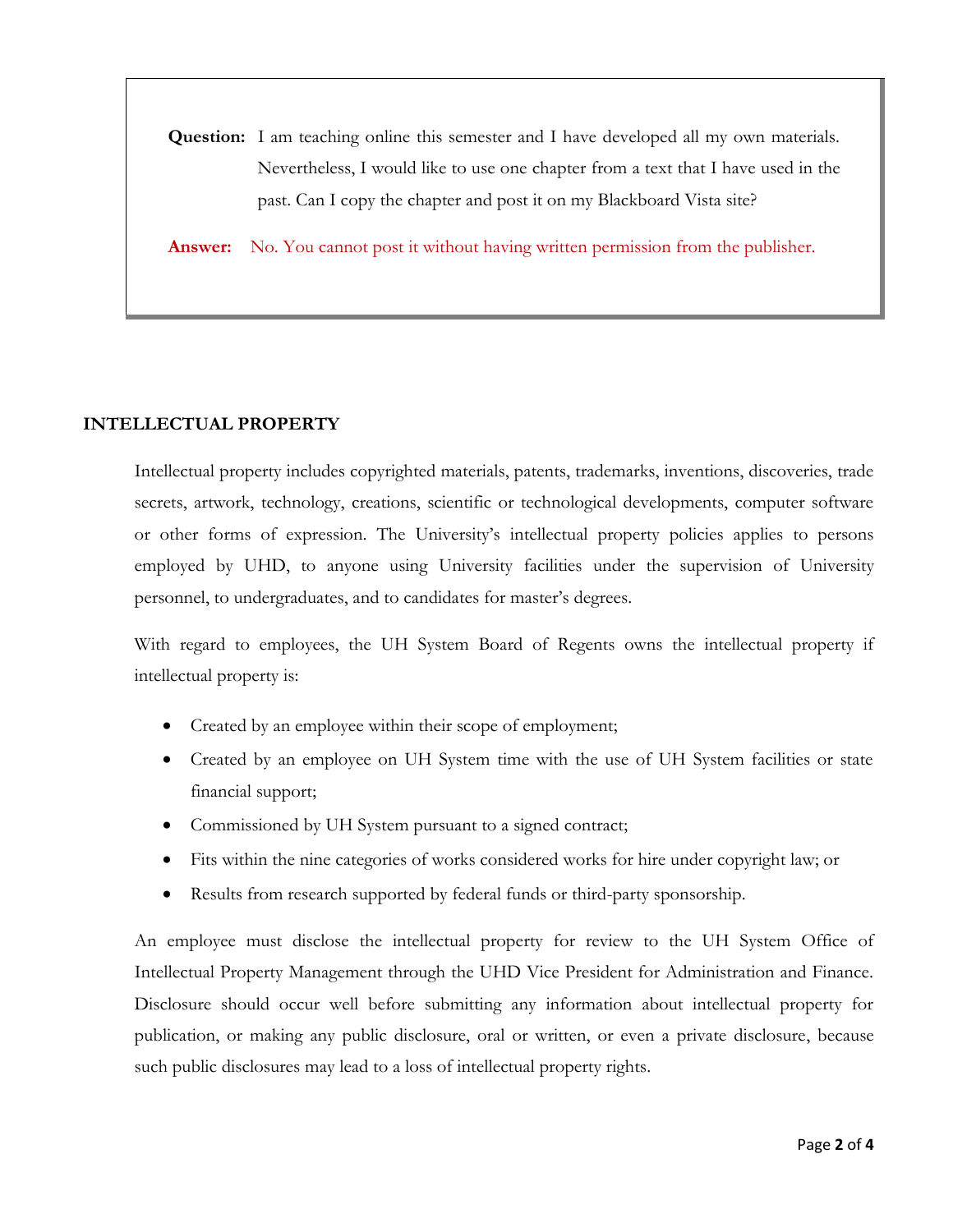**Question:** I am teaching online this semester and I have developed all my own materials. Nevertheless, I would like to use one chapter from a text that I have used in the past. Can I copy the chapter and post it on my Blackboard Vista site?

**Answer:** No. You cannot post it without having written permission from the publisher.

## INTELLECTUAL PROPERTY

Intellectual property includes copyrighted materials, patents, trademarks, inventions, discoveries, trade secrets, artwork, technology, creations, scientific or technological developments, computer software or other forms of expression. The University's intellectual property policies applies to persons employed by UHD, to anyone using University facilities under the supervision of University personnel, to undergraduates, and to candidates for master's degrees.

With regard to employees, the UH System Board of Regents owns the intellectual property if intellectual property is:

- Created by an employee within their scope of employment;
- Created by an employee on UH System time with the use of UH System facilities or state financial support;
- Commissioned by UH System pursuant to a signed contract;
- Fits within the nine categories of works considered works for hire under copyright law; or
- Results from research supported by federal funds or third-party sponsorship.

An employee must disclose the intellectual property for review to the UH System Office of Intellectual Property Management through the UHD Vice President for Administration and Finance. Disclosure should occur well before submitting any information about intellectual property for publication, or making any public disclosure, oral or written, or even a private disclosure, because such public disclosures may lead to a loss of intellectual property rights.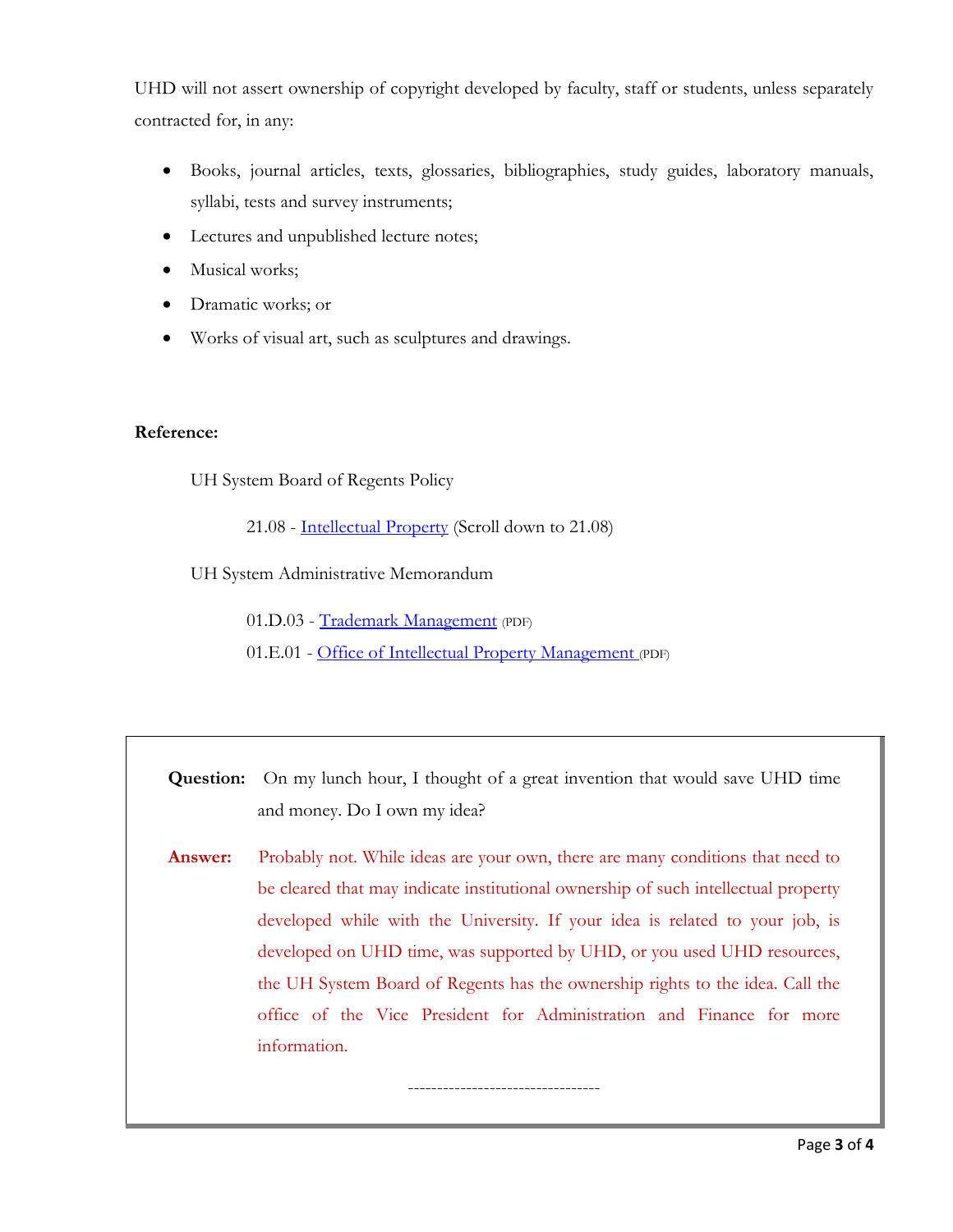UHD will not assert ownership of copyright developed by faculty, staff or students, unless separately contracted for, in any:

- Books, journal articles, texts, glossaries, bibliographies, study guides, laboratory manuals, syllabi, tests and survey instruments;
- Lectures and unpublished lecture notes;
- Musical works;
- Dramatic works; or
- Works of visual art, such as sculptures and drawings.

**Reference:**

UH System Board of Regents Policy

21.08 - Intellectual Property (Scroll down to 21.08)

UH System Administrative Memorandum

01.D.03 - Trademark Management (PDF)

01.E.01 - Office of Intellectual Property Management (PDF)

**Question:** On my lunch hour, I thought of a great invention that would save UHD time and money. Do I own my idea?

**Answer:** Probably not. While ideas are your own, there are many conditions that need to be cleared that may indicate institutional ownership of such intellectual property developed while with the University. If your idea is related to your job, is developed on UHD time, was supported by UHD, or you used UHD resources, the UH System Board of Regents has the ownership rights to the idea. Call the office of the Vice President for Administration and Finance for more information.

---------------------------------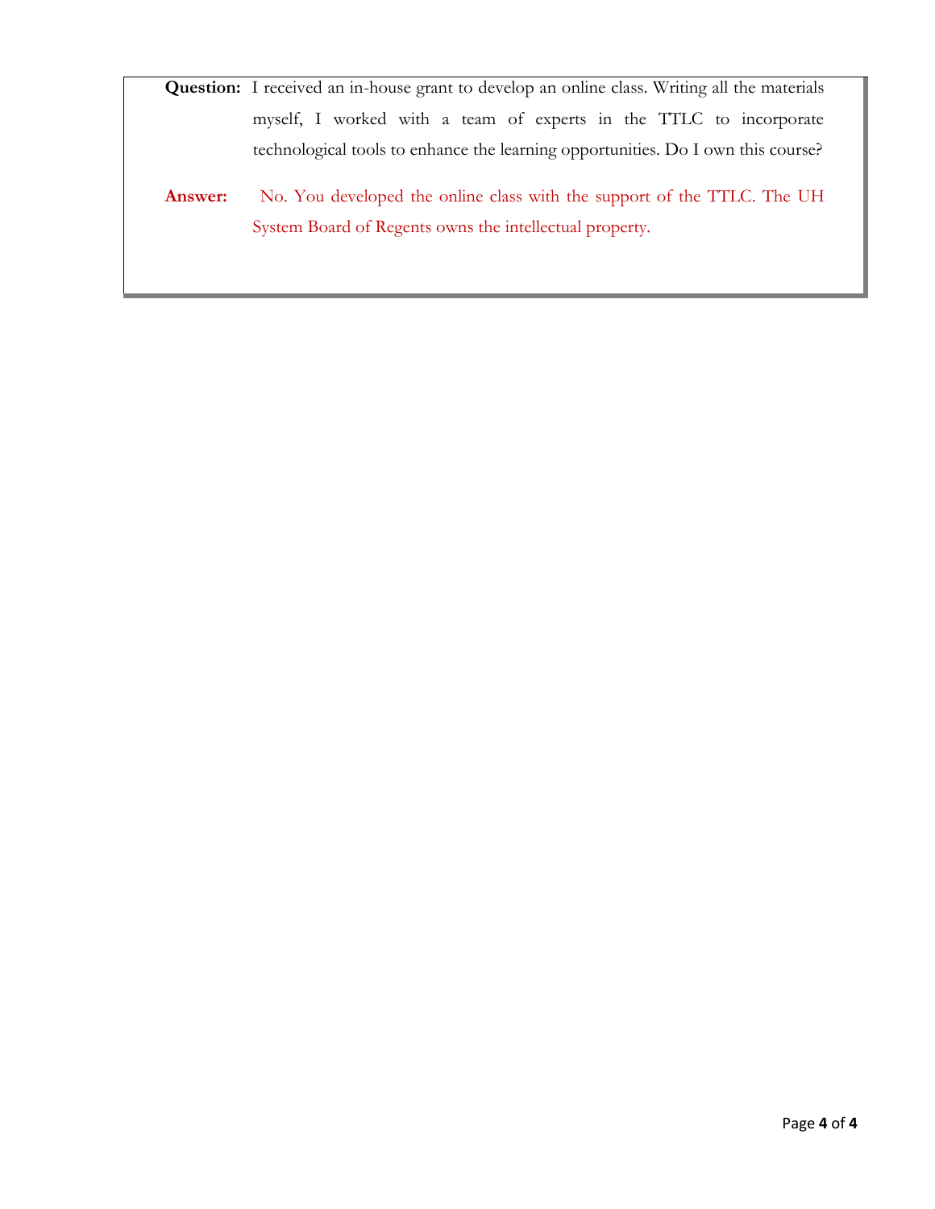**Question:** I received an in-house grant to develop an online class. Writing all the materials myself, I worked with a team of experts in the TTLC to incorporate technological tools to enhance the learning opportunities. Do I own this course?

**Answer:** No. You developed the online class with the support of the TTLC. The UH System Board of Regents owns the intellectual property.